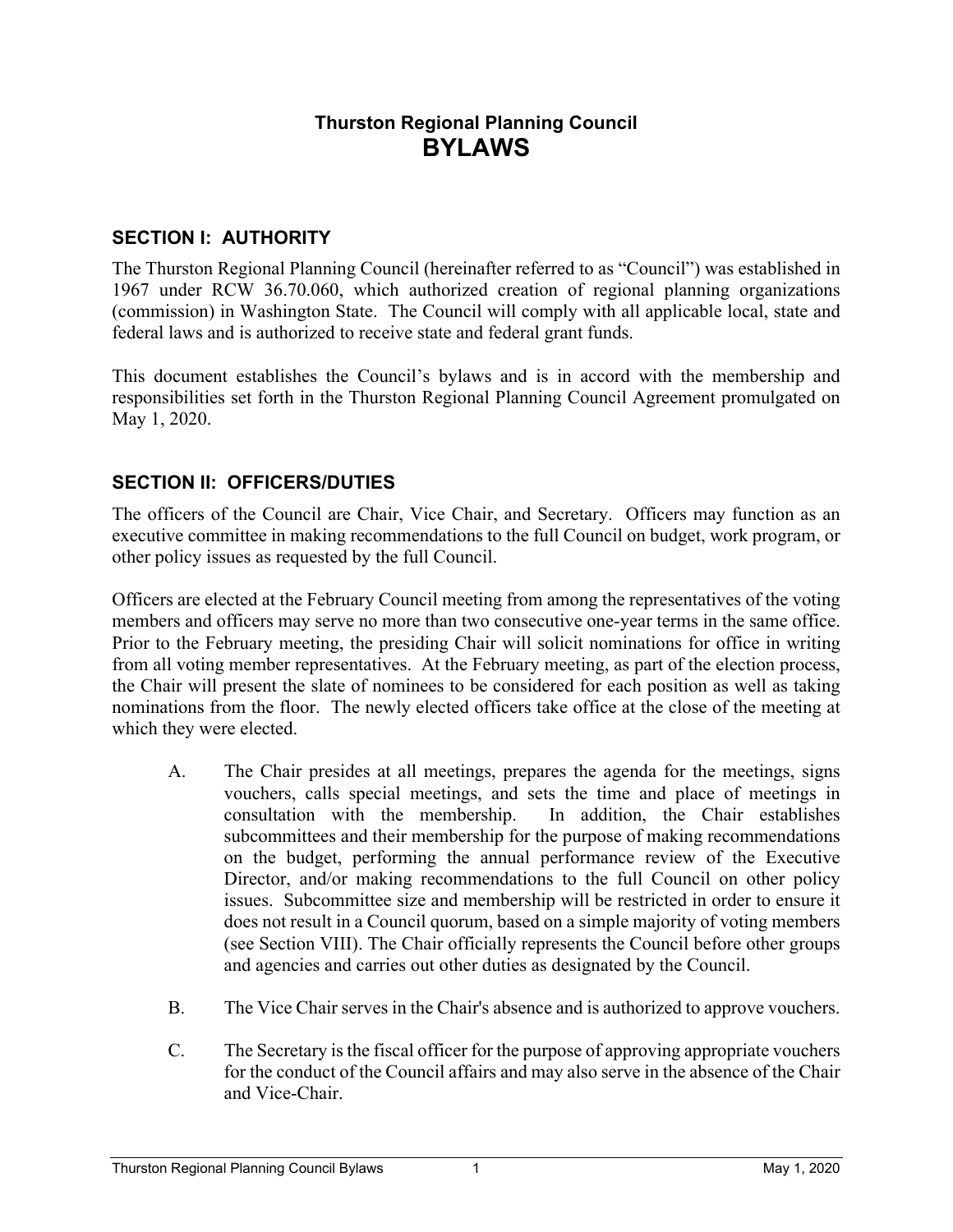# Thurston Regional Planning Council
# BYLAWS

## SECTION I: AUTHORITY

The Thurston Regional Planning Council (hereinafter referred to as "Council") was established in 1967 under RCW 36.70.060, which authorized creation of regional planning organizations (commission) in Washington State. The Council will comply with all applicable local, state and federal laws and is authorized to receive state and federal grant funds.

This document establishes the Council's bylaws and is in accord with the membership and responsibilities set forth in the Thurston Regional Planning Council Agreement promulgated on May 1, 2020.

## SECTION II: OFFICERS/DUTIES

The officers of the Council are Chair, Vice Chair, and Secretary. Officers may function as an executive committee in making recommendations to the full Council on budget, work program, or other policy issues as requested by the full Council.

Officers are elected at the February Council meeting from among the representatives of the voting members and officers may serve no more than two consecutive one-year terms in the same office. Prior to the February meeting, the presiding Chair will solicit nominations for office in writing from all voting member representatives. At the February meeting, as part of the election process, the Chair will present the slate of nominees to be considered for each position as well as taking nominations from the floor. The newly elected officers take office at the close of the meeting at which they were elected.

A. The Chair presides at all meetings, prepares the agenda for the meetings, signs vouchers, calls special meetings, and sets the time and place of meetings in consultation with the membership. In addition, the Chair establishes subcommittees and their membership for the purpose of making recommendations on the budget, performing the annual performance review of the Executive Director, and/or making recommendations to the full Council on other policy issues. Subcommittee size and membership will be restricted in order to ensure it does not result in a Council quorum, based on a simple majority of voting members (see Section VIII). The Chair officially represents the Council before other groups and agencies and carries out other duties as designated by the Council.

B. The Vice Chair serves in the Chair's absence and is authorized to approve vouchers.

C. The Secretary is the fiscal officer for the purpose of approving appropriate vouchers for the conduct of the Council affairs and may also serve in the absence of the Chair and Vice-Chair.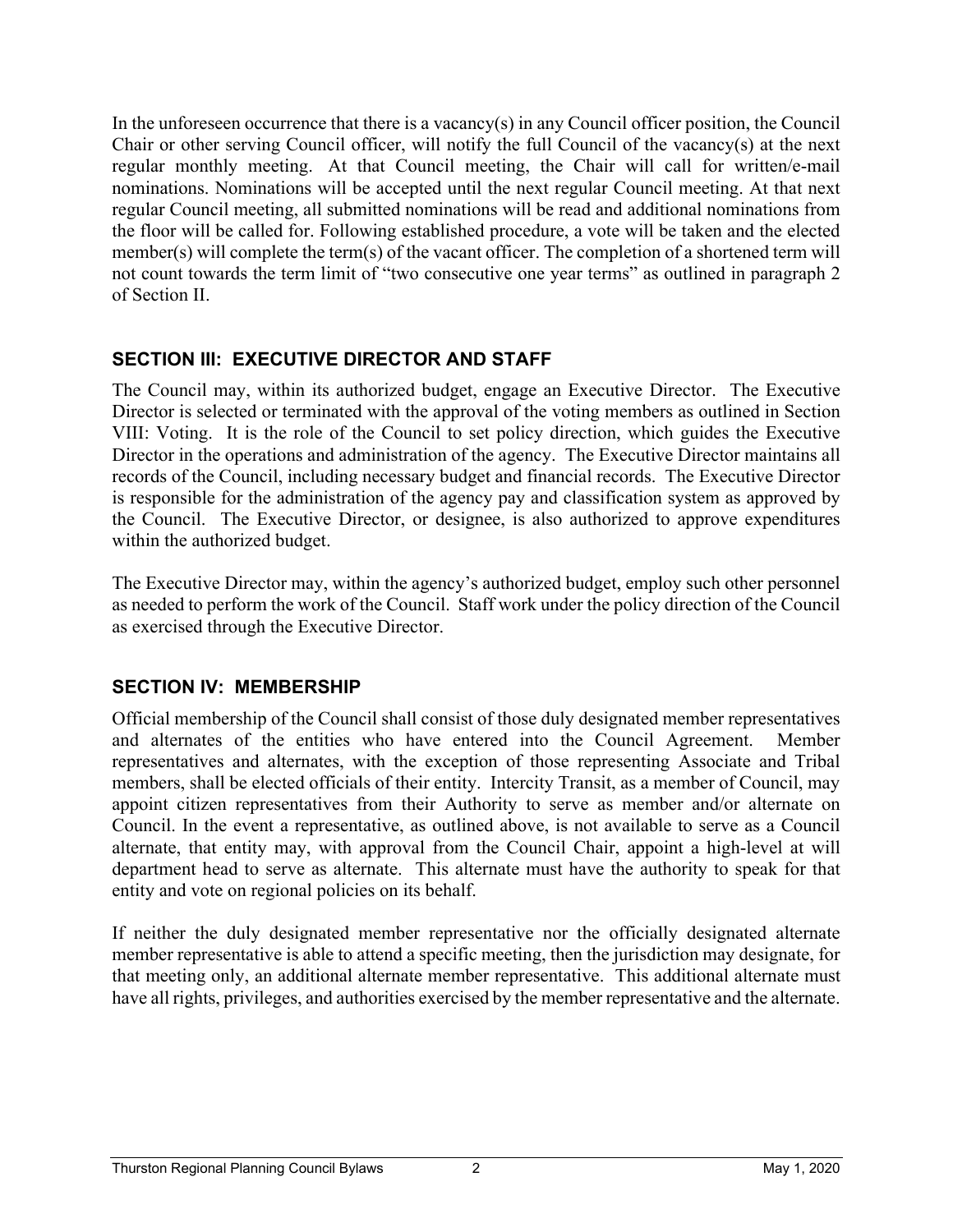In the unforeseen occurrence that there is a vacancy(s) in any Council officer position, the Council Chair or other serving Council officer, will notify the full Council of the vacancy(s) at the next regular monthly meeting. At that Council meeting, the Chair will call for written/e-mail nominations. Nominations will be accepted until the next regular Council meeting. At that next regular Council meeting, all submitted nominations will be read and additional nominations from the floor will be called for. Following established procedure, a vote will be taken and the elected member(s) will complete the term(s) of the vacant officer. The completion of a shortened term will not count towards the term limit of "two consecutive one year terms" as outlined in paragraph 2 of Section II.

## SECTION III: EXECUTIVE DIRECTOR AND STAFF

The Council may, within its authorized budget, engage an Executive Director. The Executive Director is selected or terminated with the approval of the voting members as outlined in Section VIII: Voting. It is the role of the Council to set policy direction, which guides the Executive Director in the operations and administration of the agency. The Executive Director maintains all records of the Council, including necessary budget and financial records. The Executive Director is responsible for the administration of the agency pay and classification system as approved by the Council. The Executive Director, or designee, is also authorized to approve expenditures within the authorized budget.

The Executive Director may, within the agency's authorized budget, employ such other personnel as needed to perform the work of the Council. Staff work under the policy direction of the Council as exercised through the Executive Director.

## SECTION IV: MEMBERSHIP

Official membership of the Council shall consist of those duly designated member representatives and alternates of the entities who have entered into the Council Agreement. Member representatives and alternates, with the exception of those representing Associate and Tribal members, shall be elected officials of their entity. Intercity Transit, as a member of Council, may appoint citizen representatives from their Authority to serve as member and/or alternate on Council. In the event a representative, as outlined above, is not available to serve as a Council alternate, that entity may, with approval from the Council Chair, appoint a high-level at will department head to serve as alternate. This alternate must have the authority to speak for that entity and vote on regional policies on its behalf.

If neither the duly designated member representative nor the officially designated alternate member representative is able to attend a specific meeting, then the jurisdiction may designate, for that meeting only, an additional alternate member representative. This additional alternate must have all rights, privileges, and authorities exercised by the member representative and the alternate.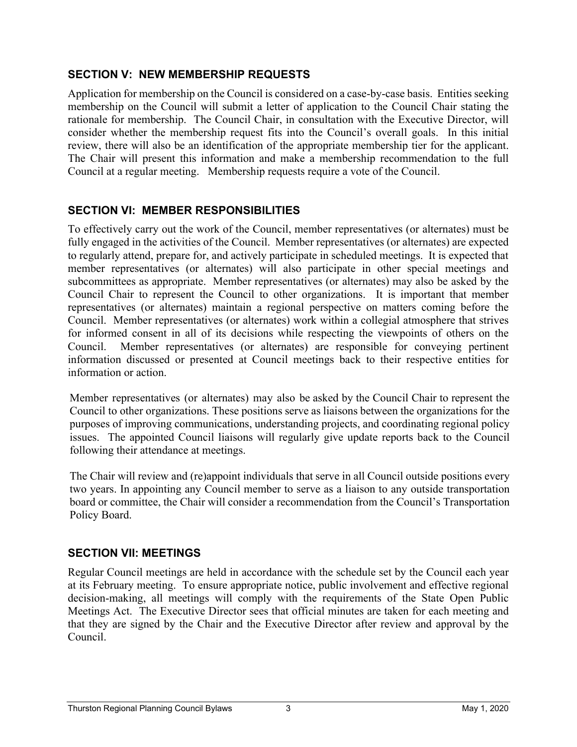## SECTION V: NEW MEMBERSHIP REQUESTS

Application for membership on the Council is considered on a case-by-case basis. Entities seeking membership on the Council will submit a letter of application to the Council Chair stating the rationale for membership. The Council Chair, in consultation with the Executive Director, will consider whether the membership request fits into the Council's overall goals. In this initial review, there will also be an identification of the appropriate membership tier for the applicant. The Chair will present this information and make a membership recommendation to the full Council at a regular meeting. Membership requests require a vote of the Council.

## SECTION VI: MEMBER RESPONSIBILITIES

To effectively carry out the work of the Council, member representatives (or alternates) must be fully engaged in the activities of the Council. Member representatives (or alternates) are expected to regularly attend, prepare for, and actively participate in scheduled meetings. It is expected that member representatives (or alternates) will also participate in other special meetings and subcommittees as appropriate. Member representatives (or alternates) may also be asked by the Council Chair to represent the Council to other organizations. It is important that member representatives (or alternates) maintain a regional perspective on matters coming before the Council. Member representatives (or alternates) work within a collegial atmosphere that strives for informed consent in all of its decisions while respecting the viewpoints of others on the Council. Member representatives (or alternates) are responsible for conveying pertinent information discussed or presented at Council meetings back to their respective entities for information or action.

Member representatives (or alternates) may also be asked by the Council Chair to represent the Council to other organizations. These positions serve as liaisons between the organizations for the purposes of improving communications, understanding projects, and coordinating regional policy issues. The appointed Council liaisons will regularly give update reports back to the Council following their attendance at meetings.

The Chair will review and (re)appoint individuals that serve in all Council outside positions every two years. In appointing any Council member to serve as a liaison to any outside transportation board or committee, the Chair will consider a recommendation from the Council's Transportation Policy Board.

## SECTION VII: MEETINGS

Regular Council meetings are held in accordance with the schedule set by the Council each year at its February meeting. To ensure appropriate notice, public involvement and effective regional decision-making, all meetings will comply with the requirements of the State Open Public Meetings Act. The Executive Director sees that official minutes are taken for each meeting and that they are signed by the Chair and the Executive Director after review and approval by the Council.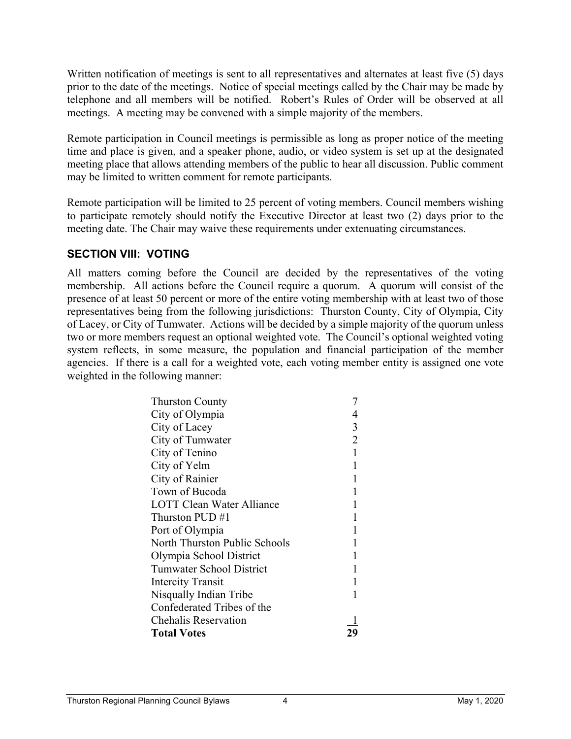Written notification of meetings is sent to all representatives and alternates at least five (5) days prior to the date of the meetings. Notice of special meetings called by the Chair may be made by telephone and all members will be notified. Robert's Rules of Order will be observed at all meetings. A meeting may be convened with a simple majority of the members.

Remote participation in Council meetings is permissible as long as proper notice of the meeting time and place is given, and a speaker phone, audio, or video system is set up at the designated meeting place that allows attending members of the public to hear all discussion. Public comment may be limited to written comment for remote participants.

Remote participation will be limited to 25 percent of voting members. Council members wishing to participate remotely should notify the Executive Director at least two (2) days prior to the meeting date. The Chair may waive these requirements under extenuating circumstances.

## SECTION VIII: VOTING

All matters coming before the Council are decided by the representatives of the voting membership. All actions before the Council require a quorum. A quorum will consist of the presence of at least 50 percent or more of the entire voting membership with at least two of those representatives being from the following jurisdictions: Thurston County, City of Olympia, City of Lacey, or City of Tumwater. Actions will be decided by a simple majority of the quorum unless two or more members request an optional weighted vote. The Council's optional weighted voting system reflects, in some measure, the population and financial participation of the member agencies. If there is a call for a weighted vote, each voting member entity is assigned one vote weighted in the following manner:

| Member | Votes |
|---|---|
| Thurston County | 7 |
| City of Olympia | 4 |
| City of Lacey | 3 |
| City of Tumwater | 2 |
| City of Tenino | 1 |
| City of Yelm | 1 |
| City of Rainier | 1 |
| Town of Bucoda | 1 |
| LOTT Clean Water Alliance | 1 |
| Thurston PUD #1 | 1 |
| Port of Olympia | 1 |
| North Thurston Public Schools | 1 |
| Olympia School District | 1 |
| Tumwater School District | 1 |
| Intercity Transit | 1 |
| Nisqually Indian Tribe | 1 |
| Confederated Tribes of the Chehalis Reservation | 1 |
| **Total Votes** | **29** |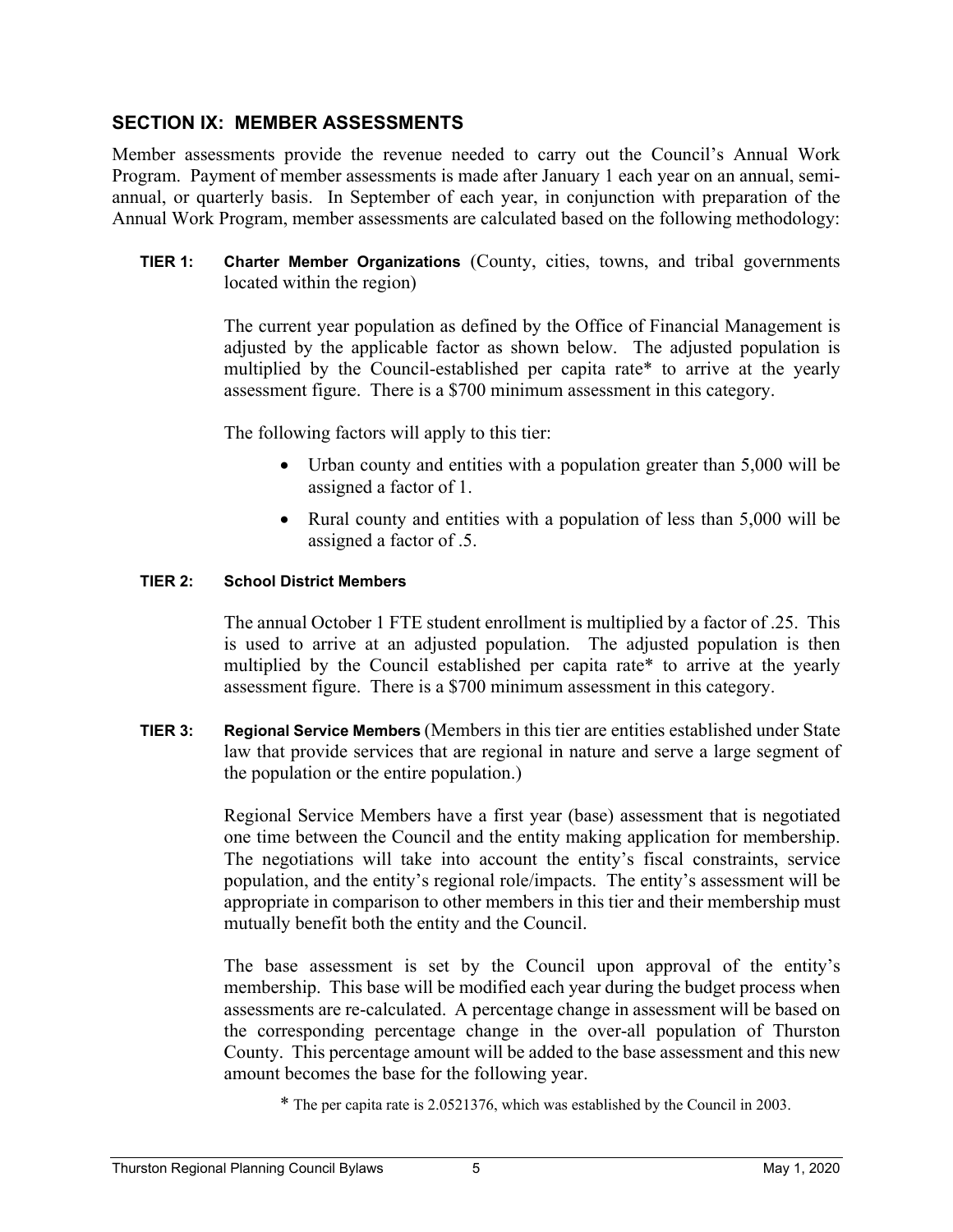## SECTION IX: MEMBER ASSESSMENTS

Member assessments provide the revenue needed to carry out the Council's Annual Work Program. Payment of member assessments is made after January 1 each year on an annual, semi-annual, or quarterly basis. In September of each year, in conjunction with preparation of the Annual Work Program, member assessments are calculated based on the following methodology:

**TIER 1: Charter Member Organizations** (County, cities, towns, and tribal governments located within the region)

The current year population as defined by the Office of Financial Management is adjusted by the applicable factor as shown below. The adjusted population is multiplied by the Council-established per capita rate* to arrive at the yearly assessment figure. There is a $700 minimum assessment in this category.

The following factors will apply to this tier:

- Urban county and entities with a population greater than 5,000 will be assigned a factor of 1.
- Rural county and entities with a population of less than 5,000 will be assigned a factor of .5.

**TIER 2: School District Members**

The annual October 1 FTE student enrollment is multiplied by a factor of .25. This is used to arrive at an adjusted population. The adjusted population is then multiplied by the Council established per capita rate* to arrive at the yearly assessment figure. There is a $700 minimum assessment in this category.

**TIER 3: Regional Service Members** (Members in this tier are entities established under State law that provide services that are regional in nature and serve a large segment of the population or the entire population.)

Regional Service Members have a first year (base) assessment that is negotiated one time between the Council and the entity making application for membership. The negotiations will take into account the entity's fiscal constraints, service population, and the entity's regional role/impacts. The entity's assessment will be appropriate in comparison to other members in this tier and their membership must mutually benefit both the entity and the Council.

The base assessment is set by the Council upon approval of the entity's membership. This base will be modified each year during the budget process when assessments are re-calculated. A percentage change in assessment will be based on the corresponding percentage change in the over-all population of Thurston County. This percentage amount will be added to the base assessment and this new amount becomes the base for the following year.

\* The per capita rate is 2.0521376, which was established by the Council in 2003.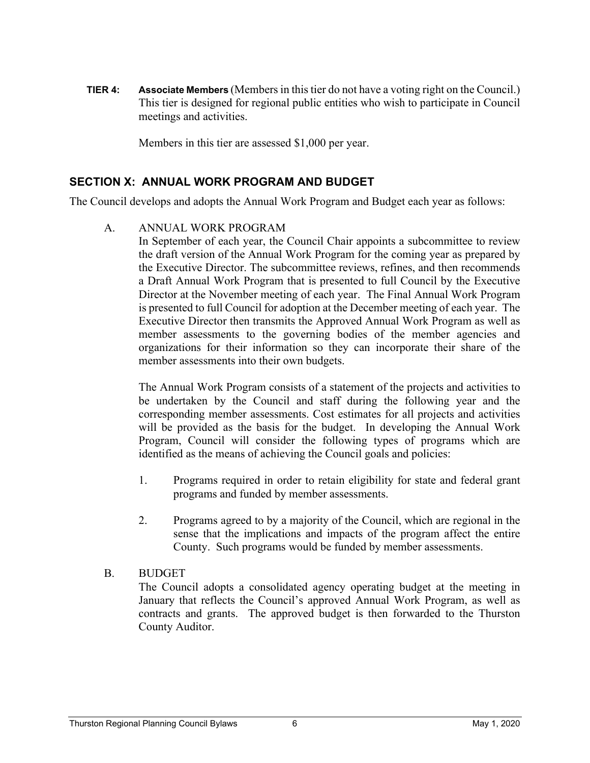**TIER 4:** **Associate Members** (Members in this tier do not have a voting right on the Council.) This tier is designed for regional public entities who wish to participate in Council meetings and activities.

Members in this tier are assessed $1,000 per year.

## SECTION X: ANNUAL WORK PROGRAM AND BUDGET

The Council develops and adopts the Annual Work Program and Budget each year as follows:

A. ANNUAL WORK PROGRAM

In September of each year, the Council Chair appoints a subcommittee to review the draft version of the Annual Work Program for the coming year as prepared by the Executive Director. The subcommittee reviews, refines, and then recommends a Draft Annual Work Program that is presented to full Council by the Executive Director at the November meeting of each year. The Final Annual Work Program is presented to full Council for adoption at the December meeting of each year. The Executive Director then transmits the Approved Annual Work Program as well as member assessments to the governing bodies of the member agencies and organizations for their information so they can incorporate their share of the member assessments into their own budgets.

The Annual Work Program consists of a statement of the projects and activities to be undertaken by the Council and staff during the following year and the corresponding member assessments. Cost estimates for all projects and activities will be provided as the basis for the budget. In developing the Annual Work Program, Council will consider the following types of programs which are identified as the means of achieving the Council goals and policies:

1. Programs required in order to retain eligibility for state and federal grant programs and funded by member assessments.

2. Programs agreed to by a majority of the Council, which are regional in the sense that the implications and impacts of the program affect the entire County. Such programs would be funded by member assessments.

B. BUDGET

The Council adopts a consolidated agency operating budget at the meeting in January that reflects the Council's approved Annual Work Program, as well as contracts and grants. The approved budget is then forwarded to the Thurston County Auditor.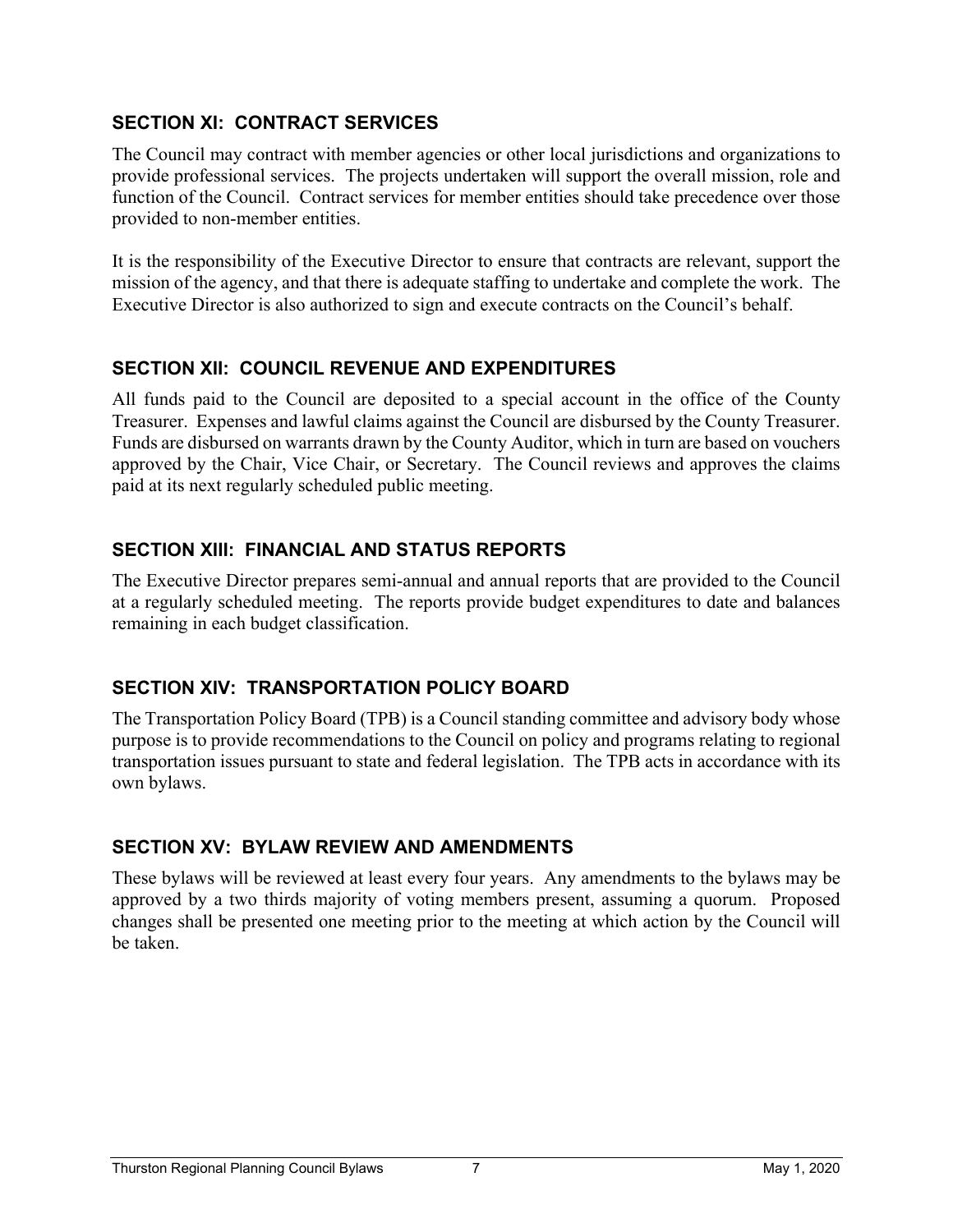## SECTION XI: CONTRACT SERVICES

The Council may contract with member agencies or other local jurisdictions and organizations to provide professional services. The projects undertaken will support the overall mission, role and function of the Council. Contract services for member entities should take precedence over those provided to non-member entities.

It is the responsibility of the Executive Director to ensure that contracts are relevant, support the mission of the agency, and that there is adequate staffing to undertake and complete the work. The Executive Director is also authorized to sign and execute contracts on the Council's behalf.

## SECTION XII: COUNCIL REVENUE AND EXPENDITURES

All funds paid to the Council are deposited to a special account in the office of the County Treasurer. Expenses and lawful claims against the Council are disbursed by the County Treasurer. Funds are disbursed on warrants drawn by the County Auditor, which in turn are based on vouchers approved by the Chair, Vice Chair, or Secretary. The Council reviews and approves the claims paid at its next regularly scheduled public meeting.

## SECTION XIII: FINANCIAL AND STATUS REPORTS

The Executive Director prepares semi-annual and annual reports that are provided to the Council at a regularly scheduled meeting. The reports provide budget expenditures to date and balances remaining in each budget classification.

## SECTION XIV: TRANSPORTATION POLICY BOARD

The Transportation Policy Board (TPB) is a Council standing committee and advisory body whose purpose is to provide recommendations to the Council on policy and programs relating to regional transportation issues pursuant to state and federal legislation. The TPB acts in accordance with its own bylaws.

## SECTION XV: BYLAW REVIEW AND AMENDMENTS

These bylaws will be reviewed at least every four years. Any amendments to the bylaws may be approved by a two thirds majority of voting members present, assuming a quorum. Proposed changes shall be presented one meeting prior to the meeting at which action by the Council will be taken.